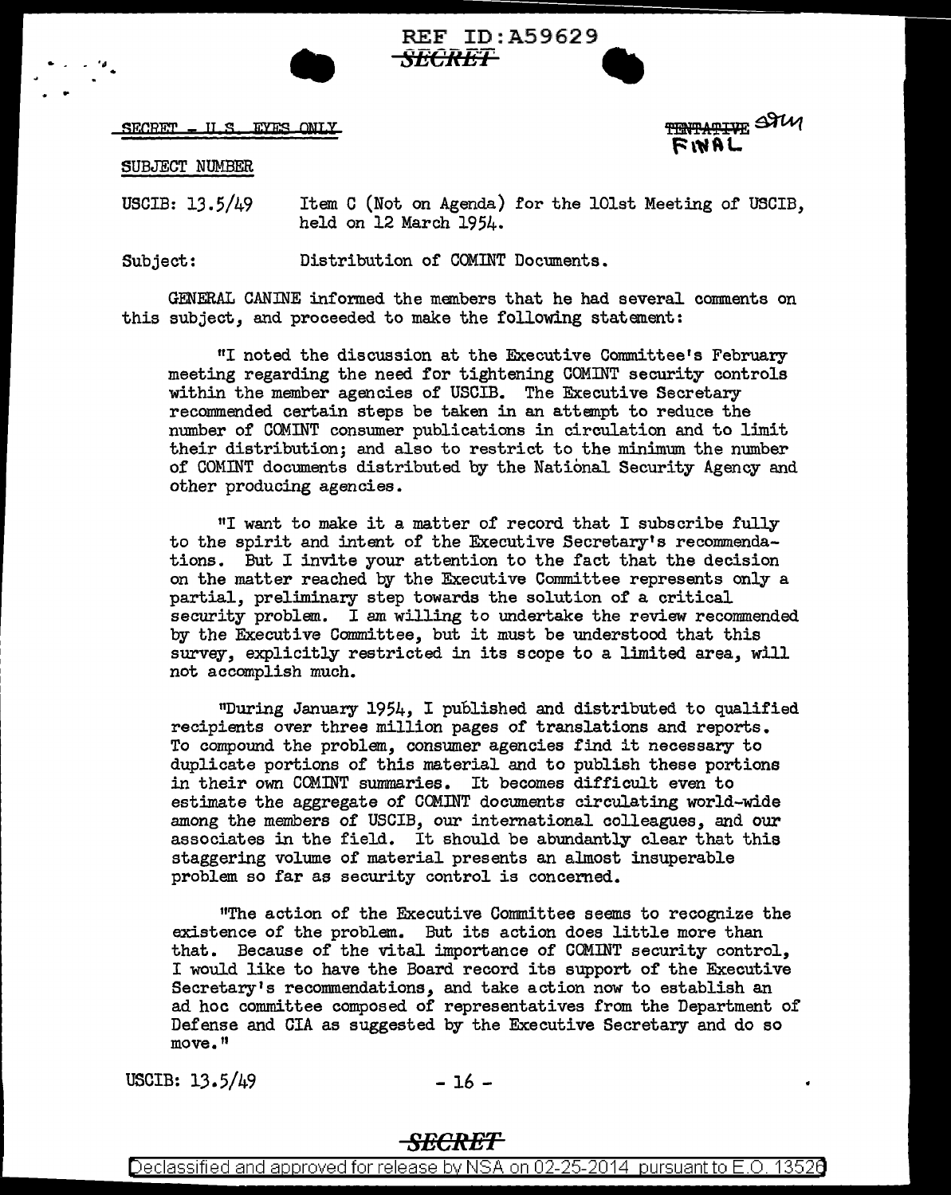REF ID:A59629
~~SECRET~~

SECRET - U.S. EYES ONLY

~~TENTATIVE~~ FINAL

SUBJECT NUMBER

USCIB: 13.5/49 Item C (Not on Agenda) for the 101st Meeting of USCIB, held on 12 March 1954.

Subject: Distribution of COMINT Documents.

GENERAL CANINE informed the members that he had several comments on this subject, and proceeded to make the following statement:

"I noted the discussion at the Executive Committee's February meeting regarding the need for tightening COMINT security controls within the member agencies of USCIB. The Executive Secretary recommended certain steps be taken in an attempt to reduce the number of COMINT consumer publications in circulation and to limit their distribution; and also to restrict to the minimum the number of COMINT documents distributed by the National Security Agency and other producing agencies.

"I want to make it a matter of record that I subscribe fully to the spirit and intent of the Executive Secretary's recommendations. But I invite your attention to the fact that the decision on the matter reached by the Executive Committee represents only a partial, preliminary step towards the solution of a critical security problem. I am willing to undertake the review recommended by the Executive Committee, but it must be understood that this survey, explicitly restricted in its scope to a limited area, will not accomplish much.

"During January 1954, I published and distributed to qualified recipients over three million pages of translations and reports. To compound the problem, consumer agencies find it necessary to duplicate portions of this material and to publish these portions in their own COMINT summaries. It becomes difficult even to estimate the aggregate of COMINT documents circulating world-wide among the members of USCIB, our international colleagues, and our associates in the field. It should be abundantly clear that this staggering volume of material presents an almost insuperable problem so far as security control is concerned.

"The action of the Executive Committee seems to recognize the existence of the problem. But its action does little more than that. Because of the vital importance of COMINT security control, I would like to have the Board record its support of the Executive Secretary's recommendations, and take action now to establish an ad hoc committee composed of representatives from the Department of Defense and CIA as suggested by the Executive Secretary and do so move."

USCIB: 13.5/49

~~SECRET~~

Declassified and approved for release by NSA on 02-25-2014 pursuant to E.O. 13526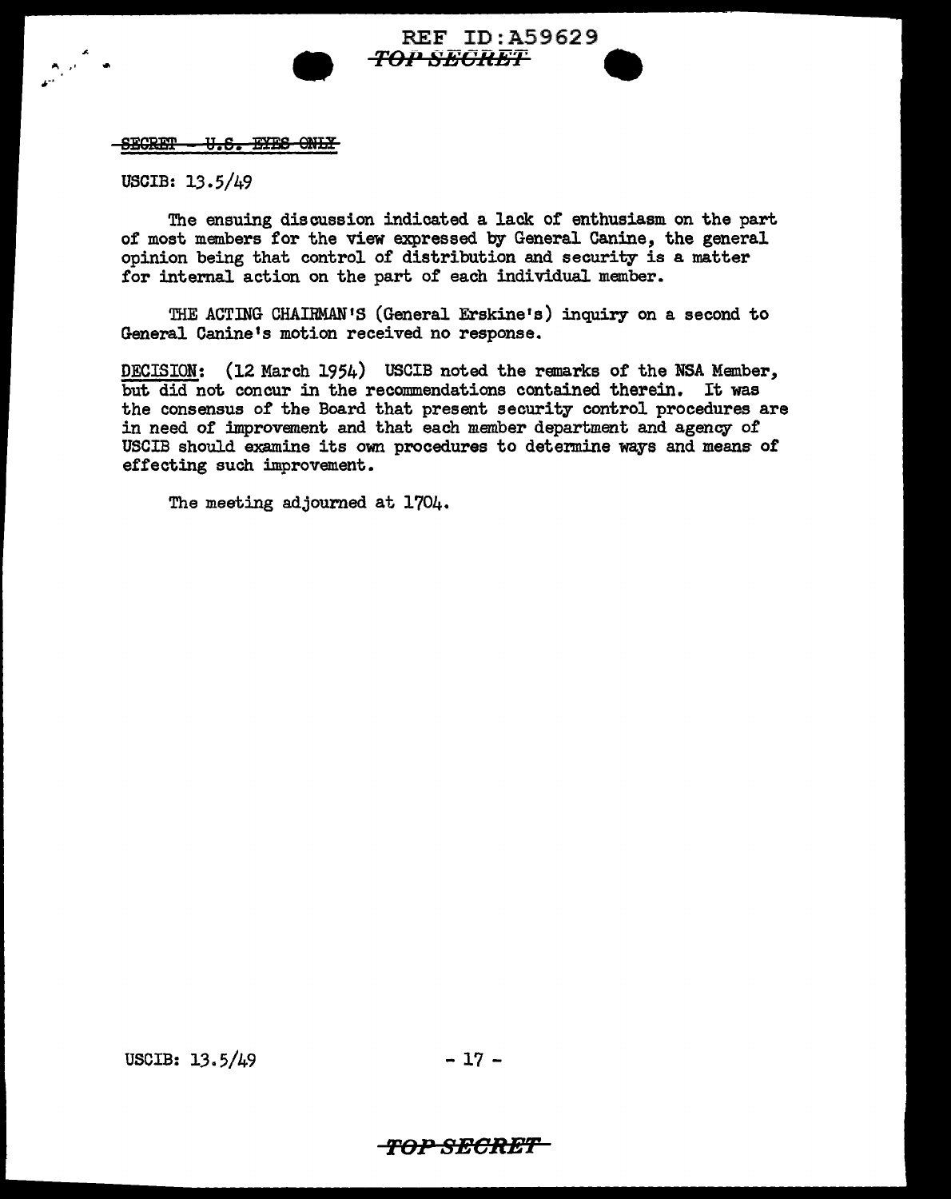SECRET - U.S. EYES ONLY

USCIB: 13.5/49

The ensuing discussion indicated a lack of enthusiasm on the part of most members for the view expressed by General Canine, the general opinion being that control of distribution and security is a matter for internal action on the part of each individual member.

THE ACTING CHAIRMAN'S (General Erskine's) inquiry on a second to General Canine's motion received no response.

DECISION: (12 March 1954) USCIB noted the remarks of the NSA Member, but did not concur in the recommendations contained therein. It was the consensus of the Board that present security control procedures are in need of improvement and that each member department and agency of USCIB should examine its own procedures to determine ways and means of effecting such improvement.

The meeting adjourned at 1704.